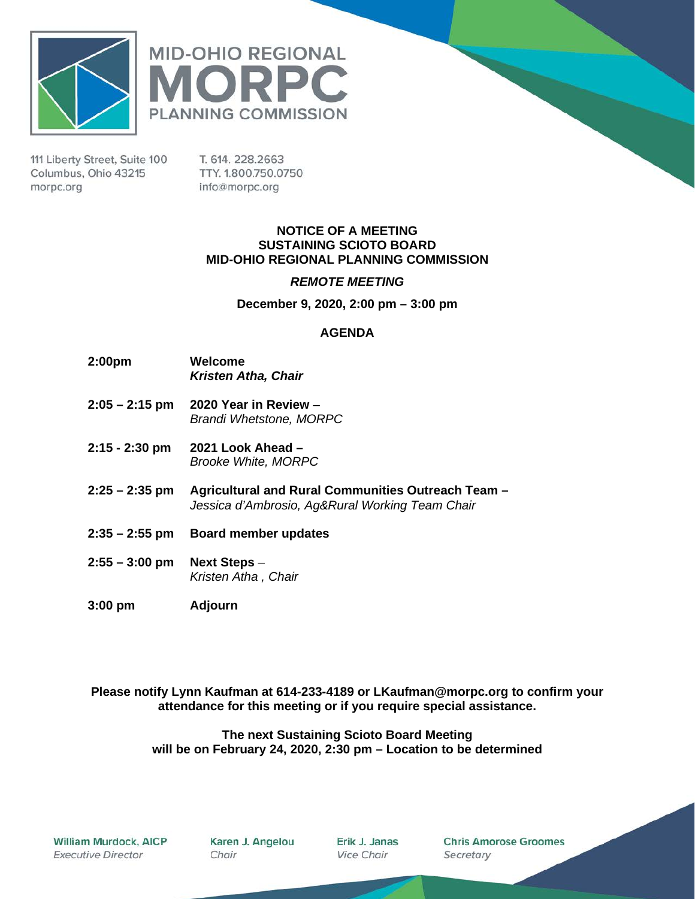MID-OHIO REGIONAL
# MORPC
PLANNING COMMISSION

111 Liberty Street, Suite 100
Columbus, Ohio 43215
morpc.org

T. 614. 228.2663
TTY. 1.800.750.0750
info@morpc.org

**NOTICE OF A MEETING**
**SUSTAINING SCIOTO BOARD**
**MID-OHIO REGIONAL PLANNING COMMISSION**

***REMOTE MEETING***

**December 9, 2020, 2:00 pm – 3:00 pm**

## AGENDA

| | |
|---|---|
| **2:00pm** | **Welcome**<br>***Kristen Atha, Chair*** |
| **2:05 – 2:15 pm** | **2020 Year in Review** –<br>*Brandi Whetstone, MORPC* |
| **2:15 - 2:30 pm** | **2021 Look Ahead –**<br>*Brooke White, MORPC* |
| **2:25 – 2:35 pm** | **Agricultural and Rural Communities Outreach Team –**<br>*Jessica d'Ambrosio, Ag&Rural Working Team Chair* |
| **2:35 – 2:55 pm** | **Board member updates** |
| **2:55 – 3:00 pm** | **Next Steps** –<br>*Kristen Atha , Chair* |
| **3:00 pm** | **Adjourn** |

**Please notify Lynn Kaufman at 614-233-4189 or LKaufman@morpc.org to confirm your attendance for this meeting or if you require special assistance.**

**The next Sustaining Scioto Board Meeting will be on February 24, 2020, 2:30 pm – Location to be determined**

**William Murdock, AICP**
*Executive Director*

**Karen J. Angelou**
*Chair*

**Erik J. Janas**
*Vice Chair*

**Chris Amorose Groomes**
*Secretary*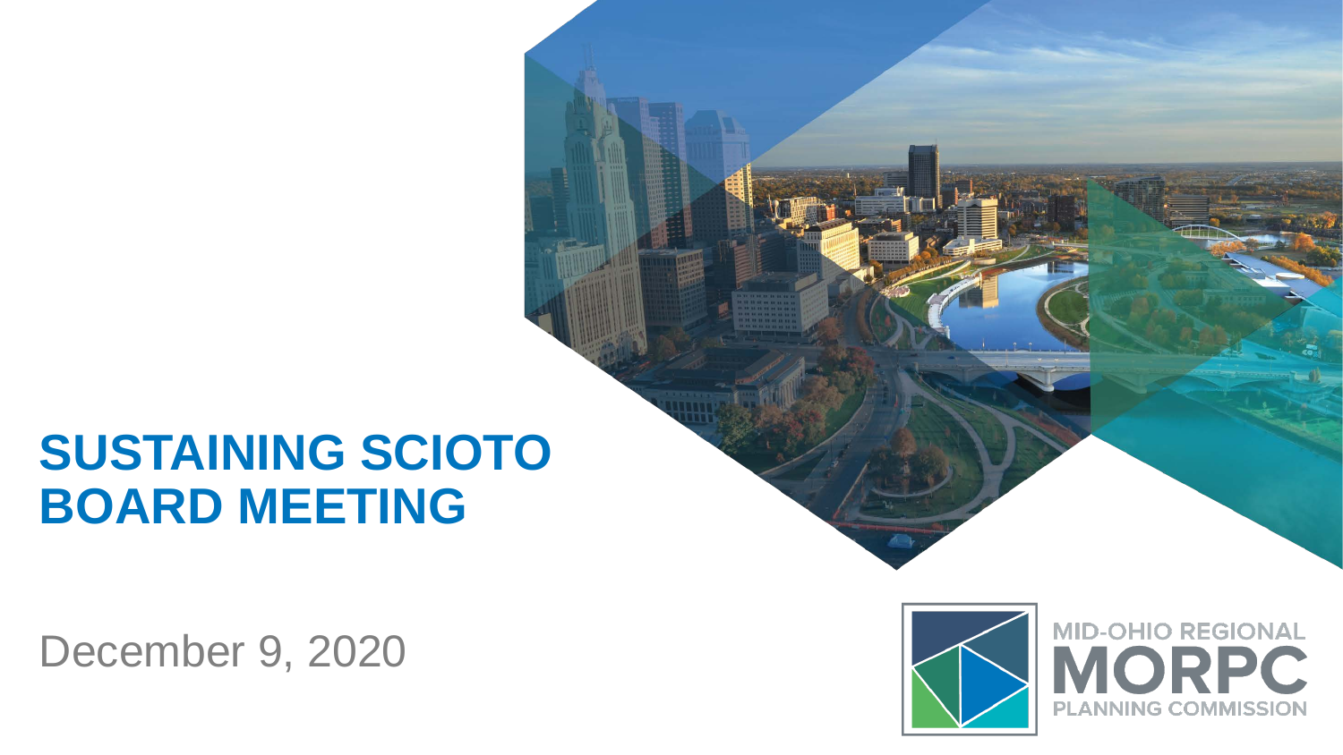# SUSTAINING SCIOTO BOARD MEETING

December 9, 2020

MID-OHIO REGIONAL
MORPC
PLANNING COMMISSION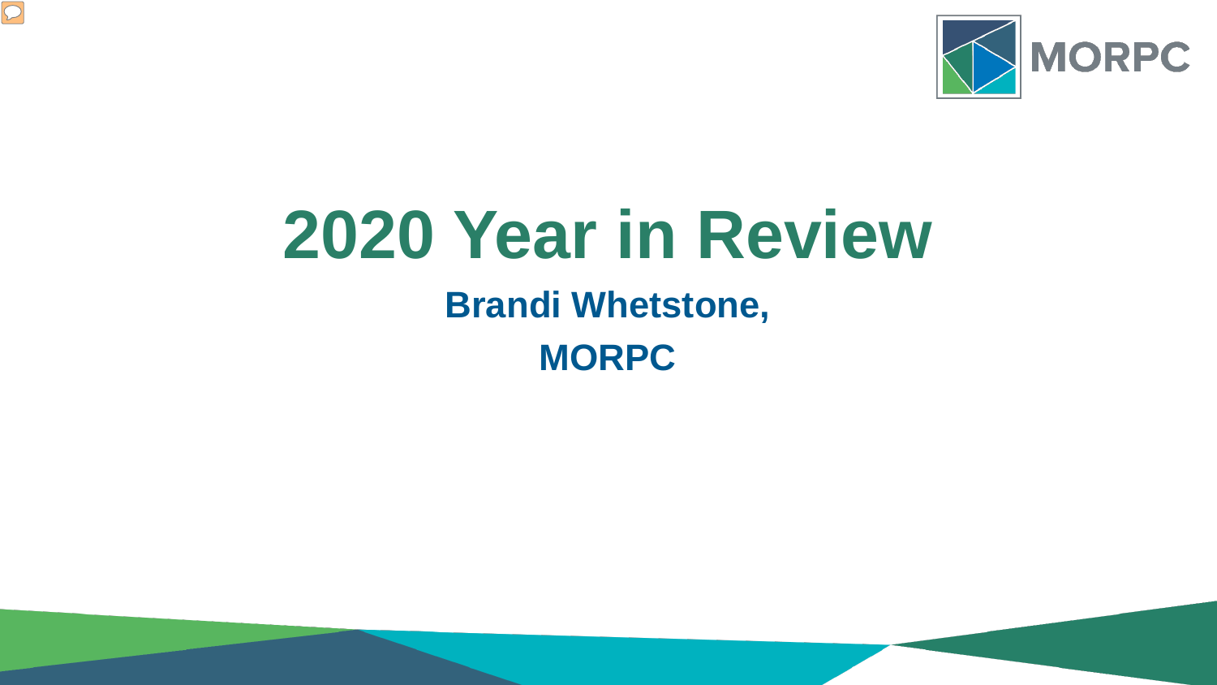# 2020 Year in Review

**Brandi Whetstone,**

**MORPC**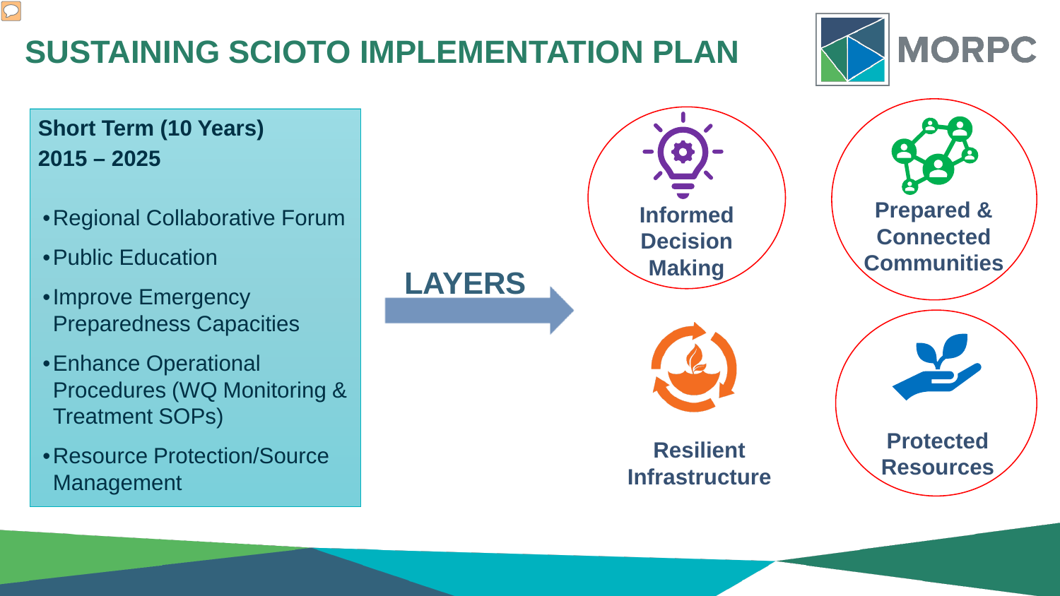# SUSTAINING SCIOTO IMPLEMENTATION PLAN

**Short Term (10 Years)**
**2015 – 2025**

- Regional Collaborative Forum
- Public Education
- Improve Emergency Preparedness Capacities
- Enhance Operational Procedures (WQ Monitoring & Treatment SOPs)
- Resource Protection/Source Management

**LAYERS**

- **Informed Decision Making**
- **Prepared & Connected Communities**
- **Resilient Infrastructure**
- **Protected Resources**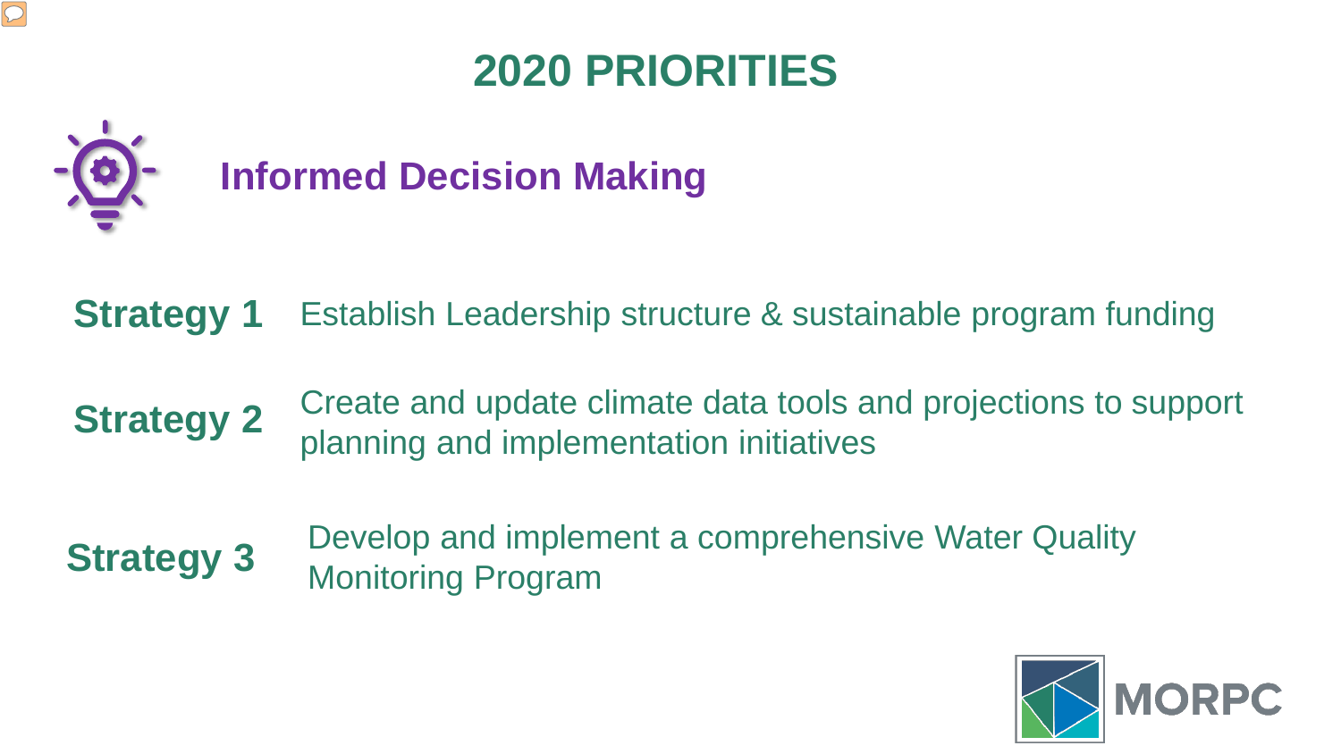# 2020 PRIORITIES

## Informed Decision Making

**Strategy 1** Establish Leadership structure & sustainable program funding

**Strategy 2** Create and update climate data tools and projections to support planning and implementation initiatives

**Strategy 3** Develop and implement a comprehensive Water Quality Monitoring Program

MORPC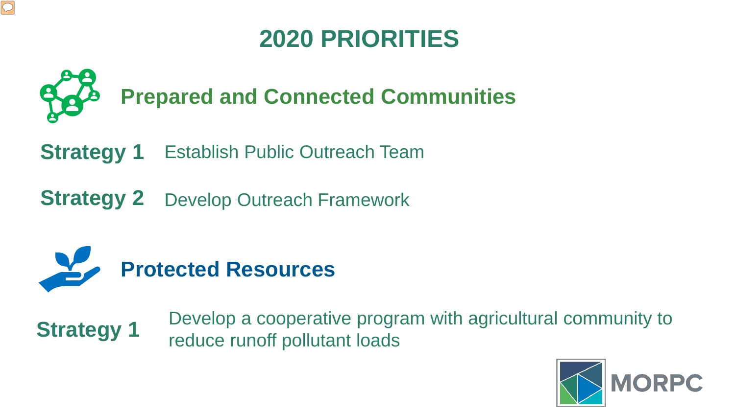# 2020 PRIORITIES

## Prepared and Connected Communities

**Strategy 1** Establish Public Outreach Team

**Strategy 2** Develop Outreach Framework

## Protected Resources

**Strategy 1** Develop a cooperative program with agricultural community to reduce runoff pollutant loads

MORPC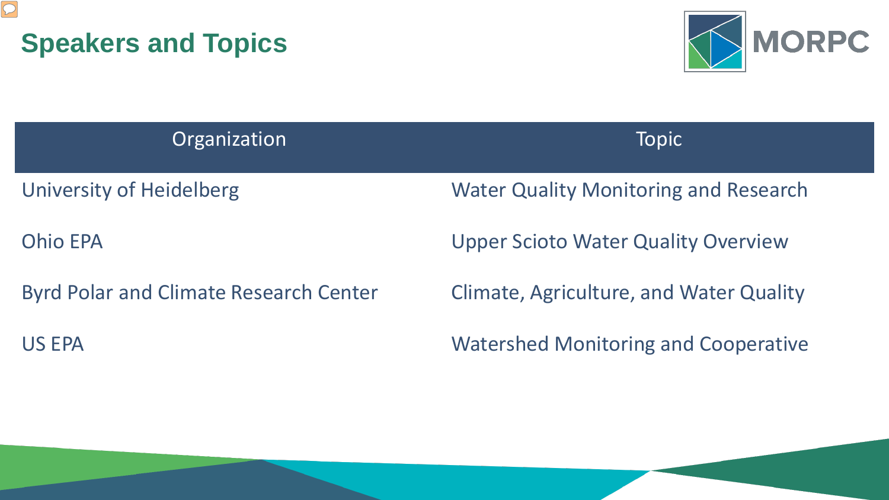## Speakers and Topics

| Organization | Topic |
| --- | --- |
| University of Heidelberg | Water Quality Monitoring and Research |
| Ohio EPA | Upper Scioto Water Quality Overview |
| Byrd Polar and Climate Research Center | Climate, Agriculture, and Water Quality |
| US EPA | Watershed Monitoring and Cooperative |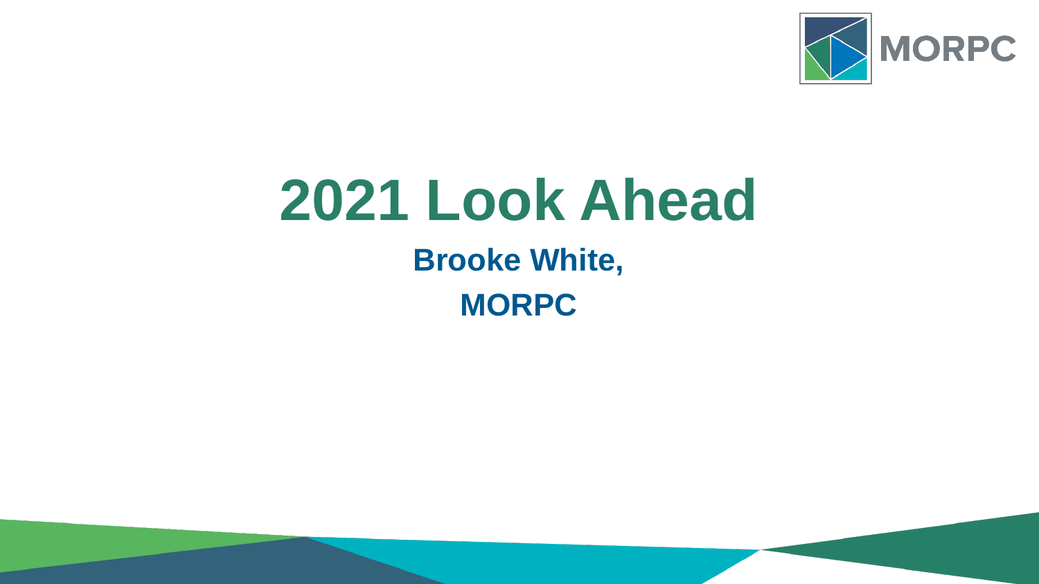# 2021 Look Ahead

**Brooke White,**

**MORPC**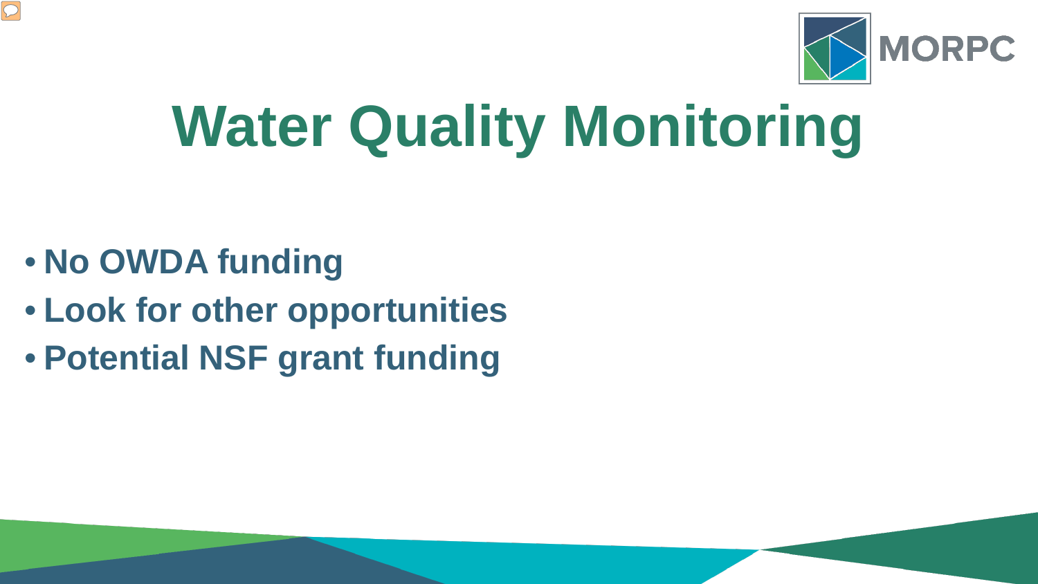# Water Quality Monitoring

- No OWDA funding
- Look for other opportunities
- Potential NSF grant funding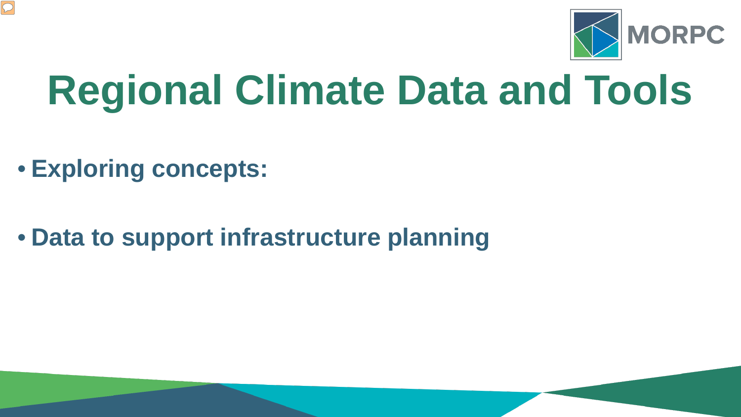# Regional Climate Data and Tools

- **Exploring concepts:**
- **Data to support infrastructure planning**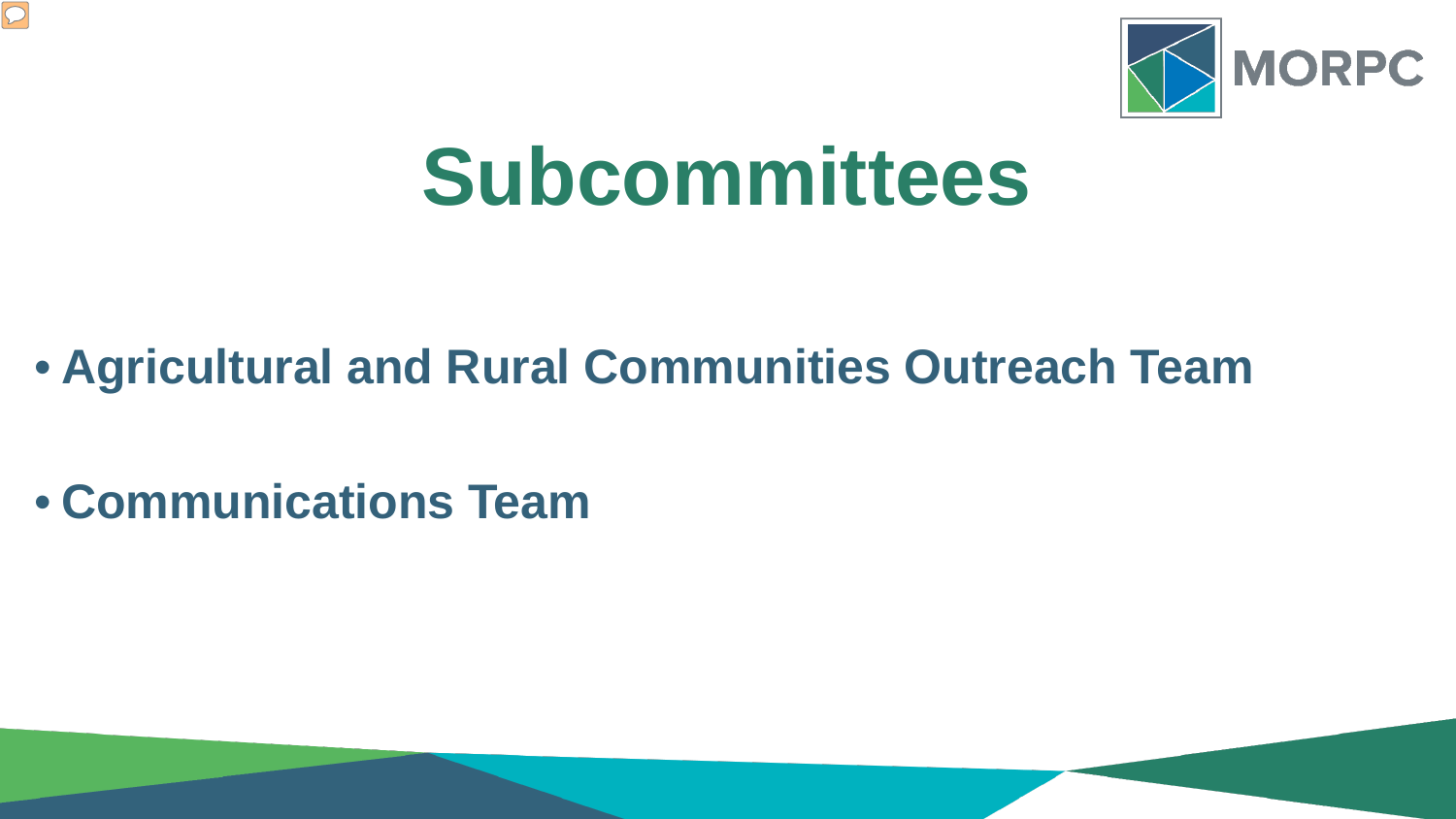# Subcommittees

- **Agricultural and Rural Communities Outreach Team**
- **Communications Team**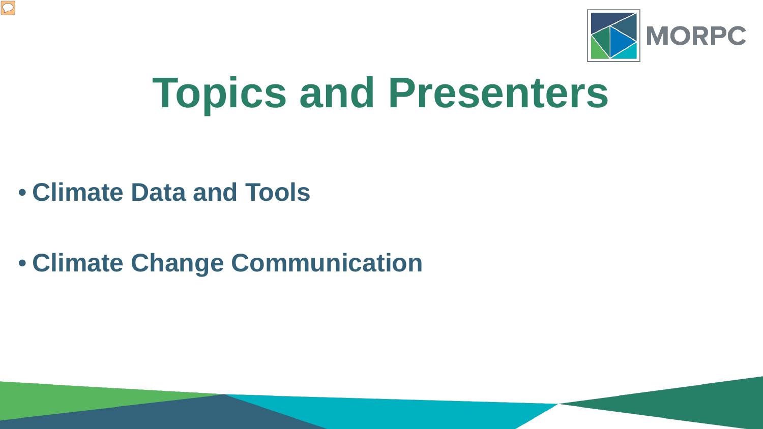# Topics and Presenters

- **Climate Data and Tools**
- **Climate Change Communication**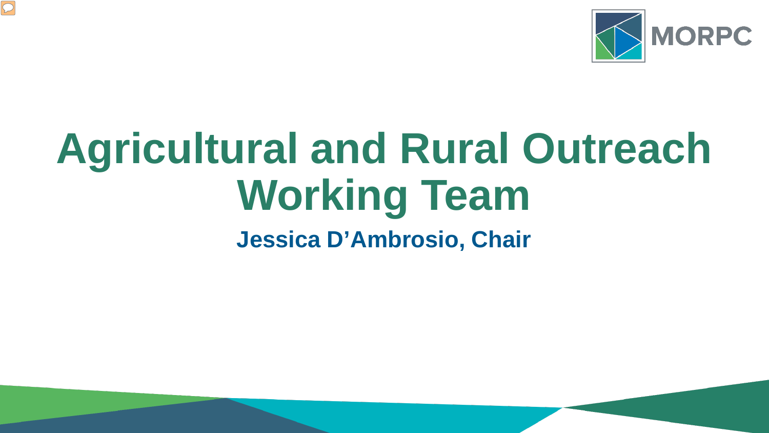# Agricultural and Rural Outreach Working Team

**Jessica D'Ambrosio, Chair**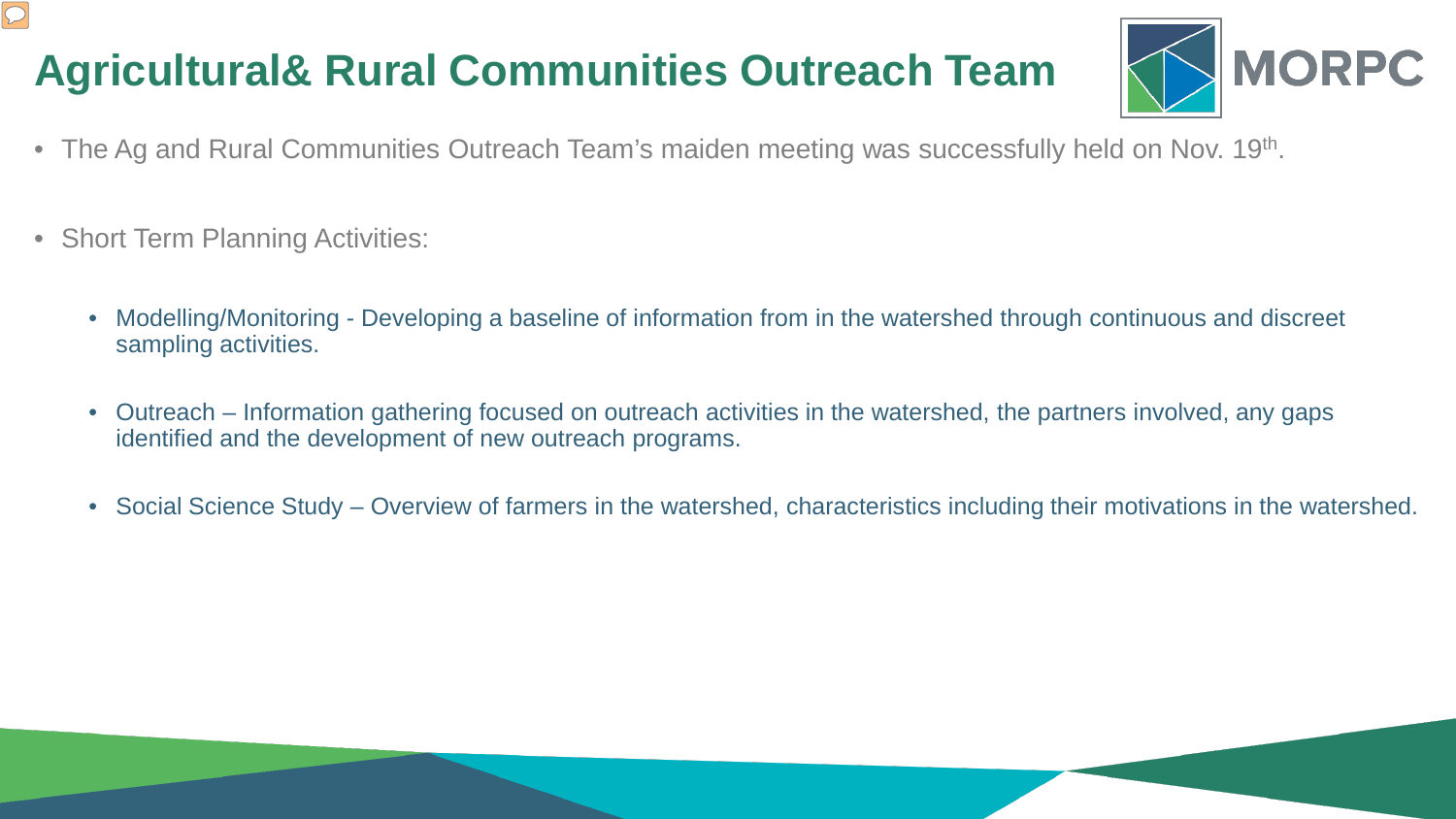# Agricultural& Rural Communities Outreach Team

- The Ag and Rural Communities Outreach Team's maiden meeting was successfully held on Nov. 19th.

- Short Term Planning Activities:

  - Modelling/Monitoring - Developing a baseline of information from in the watershed through continuous and discreet sampling activities.

  - Outreach – Information gathering focused on outreach activities in the watershed, the partners involved, any gaps identified and the development of new outreach programs.

  - Social Science Study – Overview of farmers in the watershed, characteristics including their motivations in the watershed.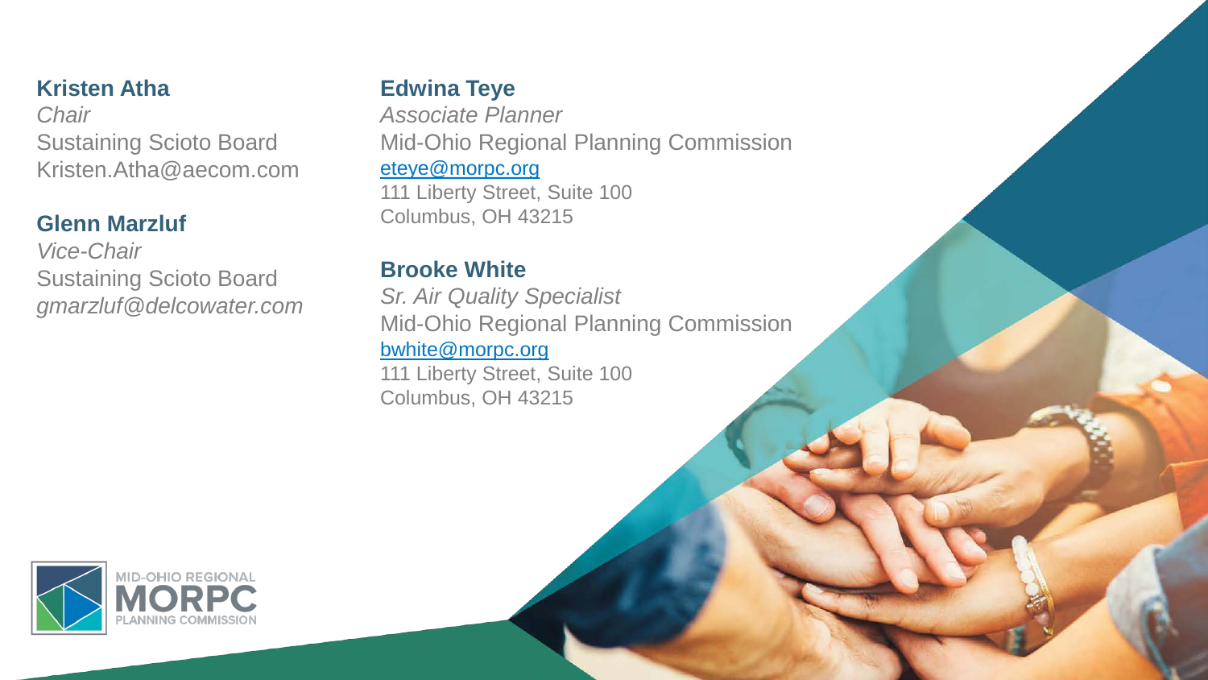**Kristen Atha**
*Chair*
Sustaining Scioto Board
Kristen.Atha@aecom.com

**Glenn Marzluf**
*Vice-Chair*
Sustaining Scioto Board
*gmarzluf@delcowater.com*

**Edwina Teye**
*Associate Planner*
Mid-Ohio Regional Planning Commission
eteye@morpc.org
111 Liberty Street, Suite 100
Columbus, OH 43215

**Brooke White**
*Sr. Air Quality Specialist*
Mid-Ohio Regional Planning Commission
bwhite@morpc.org
111 Liberty Street, Suite 100
Columbus, OH 43215

MID-OHIO REGIONAL
MORPC
PLANNING COMMISSION